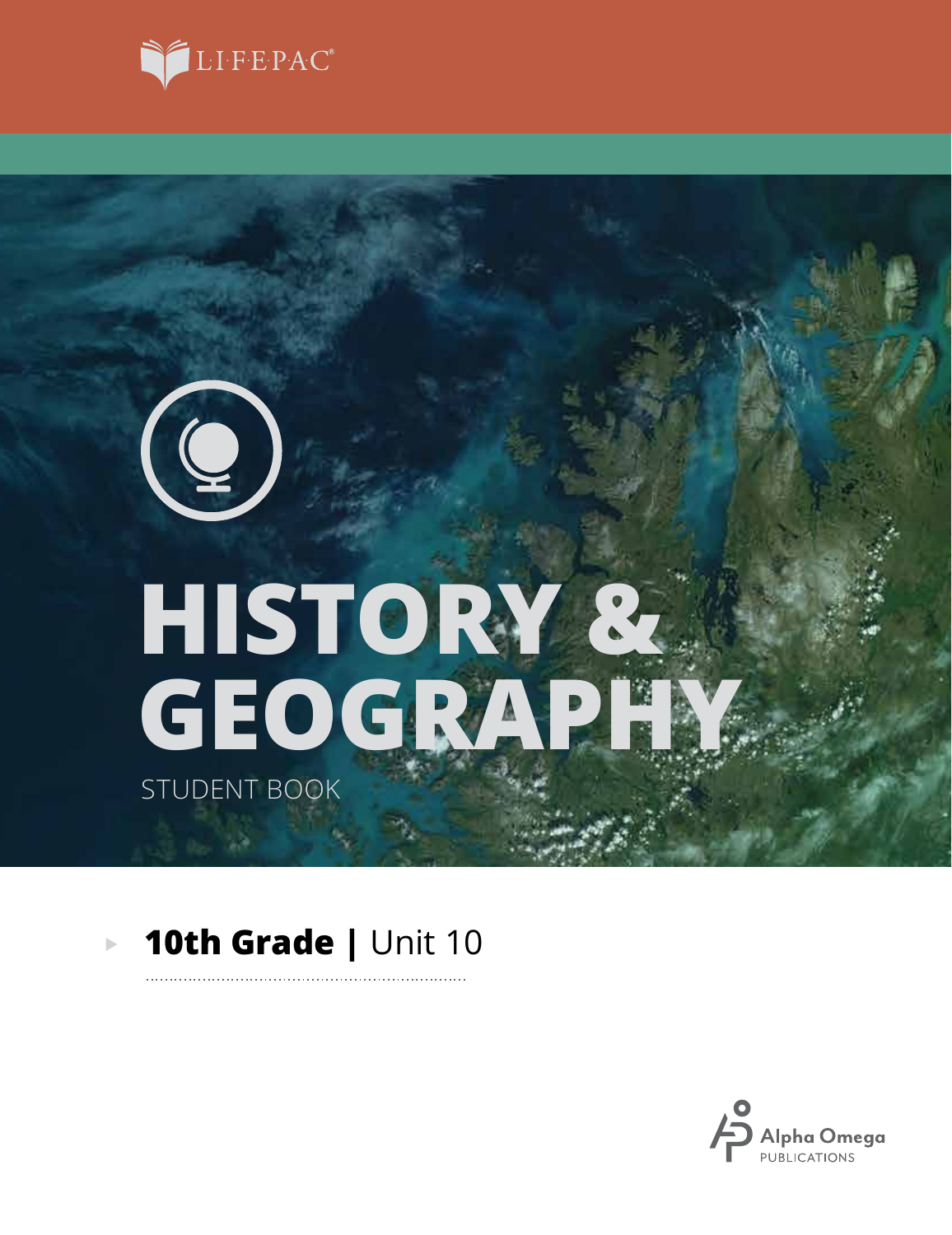LIFEPAC®

# HISTORY & GEOGRAPHY

STUDENT BOOK

**10th Grade |** Unit 10

Alpha Omega
PUBLICATIONS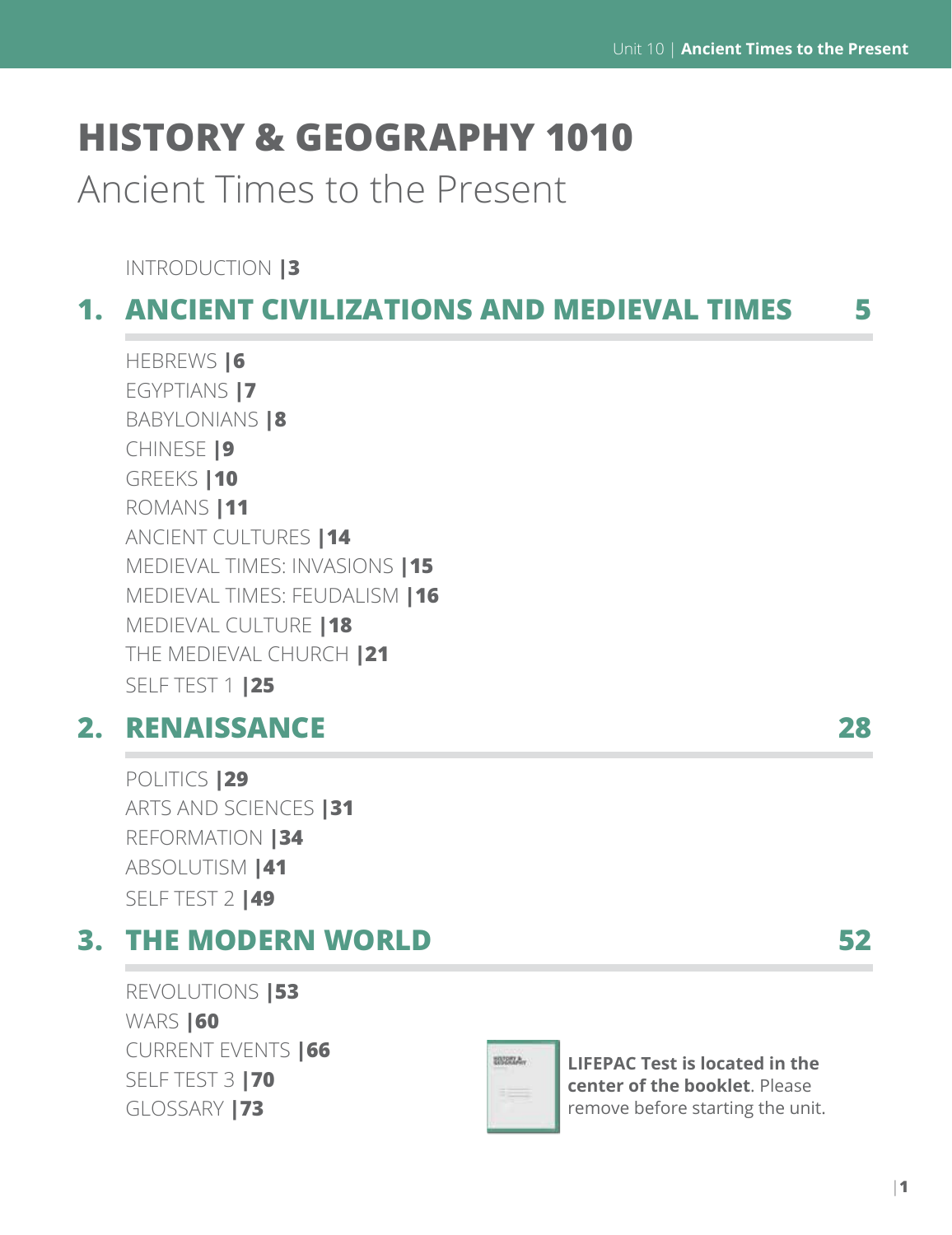# HISTORY & GEOGRAPHY 1010

## Ancient Times to the Present

INTRODUCTION |3

### 1. ANCIENT CIVILIZATIONS AND MEDIEVAL TIMES 5

HEBREWS |6
EGYPTIANS |7
BABYLONIANS |8
CHINESE |9
GREEKS |10
ROMANS |11
ANCIENT CULTURES |14
MEDIEVAL TIMES: INVASIONS |15
MEDIEVAL TIMES: FEUDALISM |16
MEDIEVAL CULTURE |18
THE MEDIEVAL CHURCH |21
SELF TEST 1 |25

### 2. RENAISSANCE 28

POLITICS |29
ARTS AND SCIENCES |31
REFORMATION |34
ABSOLUTISM |41
SELF TEST 2 |49

### 3. THE MODERN WORLD 52

REVOLUTIONS |53
WARS |60
CURRENT EVENTS |66
SELF TEST 3 |70
GLOSSARY |73

**LIFEPAC Test is located in the center of the booklet**. Please remove before starting the unit.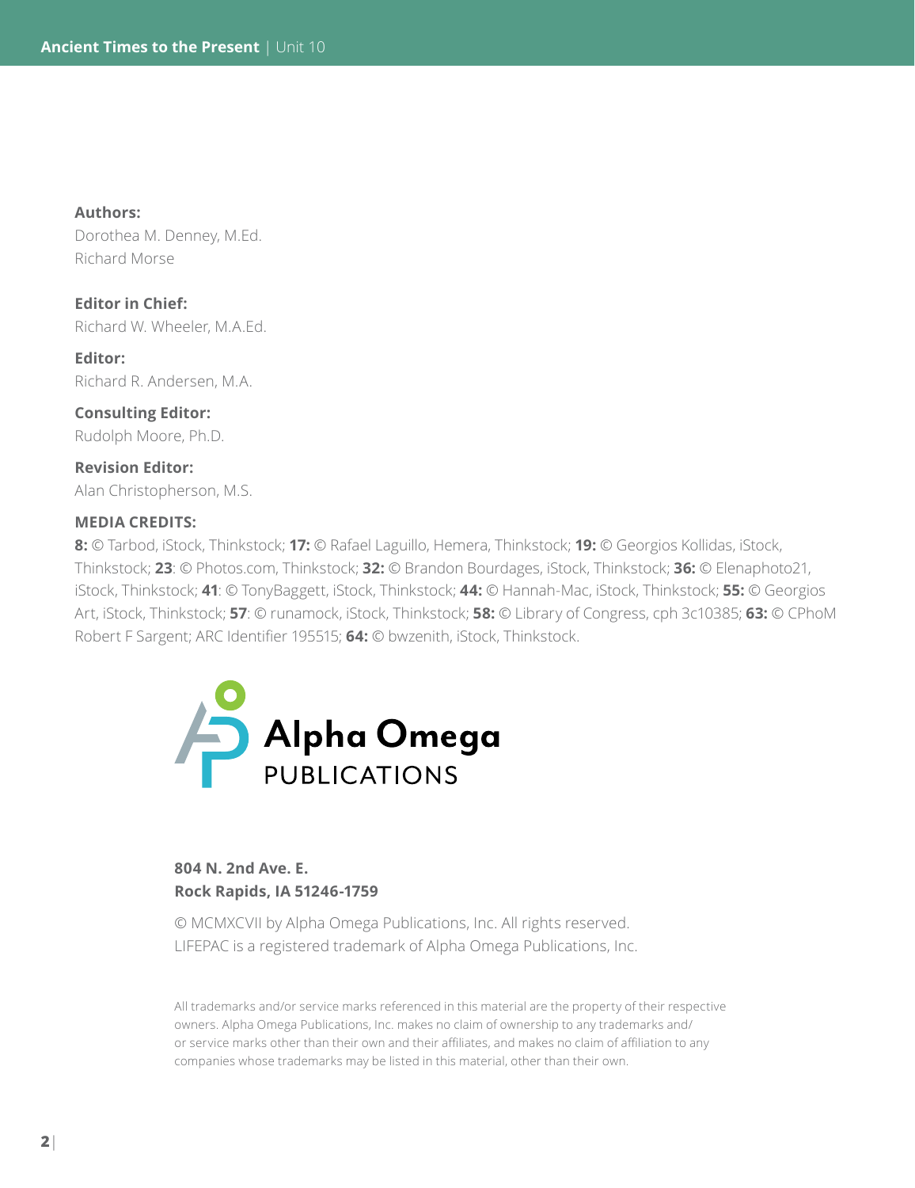**Authors:**
Dorothea M. Denney, M.Ed.
Richard Morse

**Editor in Chief:**
Richard W. Wheeler, M.A.Ed.

**Editor:**
Richard R. Andersen, M.A.

**Consulting Editor:**
Rudolph Moore, Ph.D.

**Revision Editor:**
Alan Christopherson, M.S.

**MEDIA CREDITS:**
**8:** © Tarbod, iStock, Thinkstock; **17:** © Rafael Laguillo, Hemera, Thinkstock; **19:** © Georgios Kollidas, iStock, Thinkstock; **23**: © Photos.com, Thinkstock; **32:** © Brandon Bourdages, iStock, Thinkstock; **36:** © Elenaphoto21, iStock, Thinkstock; **41**: © TonyBaggett, iStock, Thinkstock; **44:** © Hannah-Mac, iStock, Thinkstock; **55:** © Georgios Art, iStock, Thinkstock; **57**: © runamock, iStock, Thinkstock; **58:** © Library of Congress, cph 3c10385; **63:** © CPhoM Robert F Sargent; ARC Identifier 195515; **64:** © bwzenith, iStock, Thinkstock.

Alpha Omega PUBLICATIONS

**804 N. 2nd Ave. E.**
**Rock Rapids, IA 51246-1759**

© MCMXCVII by Alpha Omega Publications, Inc. All rights reserved.
LIFEPAC is a registered trademark of Alpha Omega Publications, Inc.

All trademarks and/or service marks referenced in this material are the property of their respective owners. Alpha Omega Publications, Inc. makes no claim of ownership to any trademarks and/or service marks other than their own and their affiliates, and makes no claim of affiliation to any companies whose trademarks may be listed in this material, other than their own.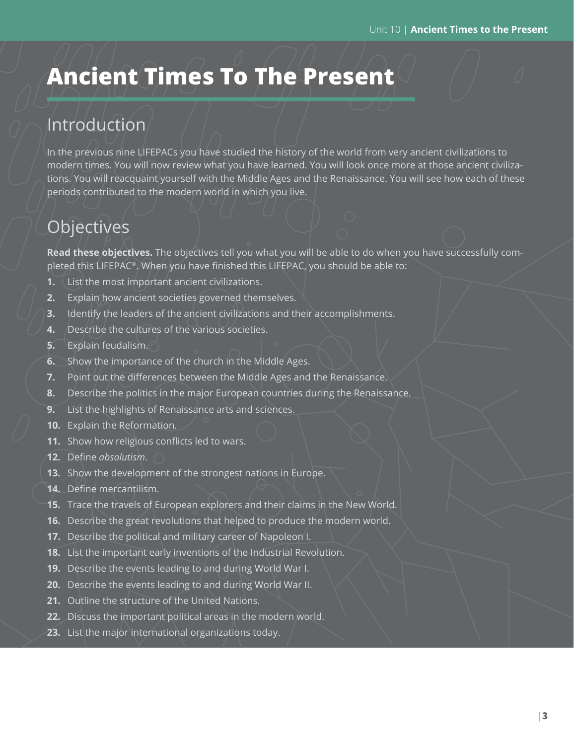# Ancient Times To The Present

## Introduction

In the previous nine LIFEPACs you have studied the history of the world from very ancient civilizations to modern times. You will now review what you have learned. You will look once more at those ancient civilizations. You will reacquaint yourself with the Middle Ages and the Renaissance. You will see how each of these periods contributed to the modern world in which you live.

## Objectives

**Read these objectives.** The objectives tell you what you will be able to do when you have successfully completed this LIFEPAC®. When you have finished this LIFEPAC, you should be able to:

1. List the most important ancient civilizations.
2. Explain how ancient societies governed themselves.
3. Identify the leaders of the ancient civilizations and their accomplishments.
4. Describe the cultures of the various societies.
5. Explain feudalism.
6. Show the importance of the church in the Middle Ages.
7. Point out the differences between the Middle Ages and the Renaissance.
8. Describe the politics in the major European countries during the Renaissance.
9. List the highlights of Renaissance arts and sciences.
10. Explain the Reformation.
11. Show how religious conflicts led to wars.
12. Define *absolutism*.
13. Show the development of the strongest nations in Europe.
14. Define mercantilism.
15. Trace the travels of European explorers and their claims in the New World.
16. Describe the great revolutions that helped to produce the modern world.
17. Describe the political and military career of Napoleon I.
18. List the important early inventions of the Industrial Revolution.
19. Describe the events leading to and during World War I.
20. Describe the events leading to and during World War II.
21. Outline the structure of the United Nations.
22. Discuss the important political areas in the modern world.
23. List the major international organizations today.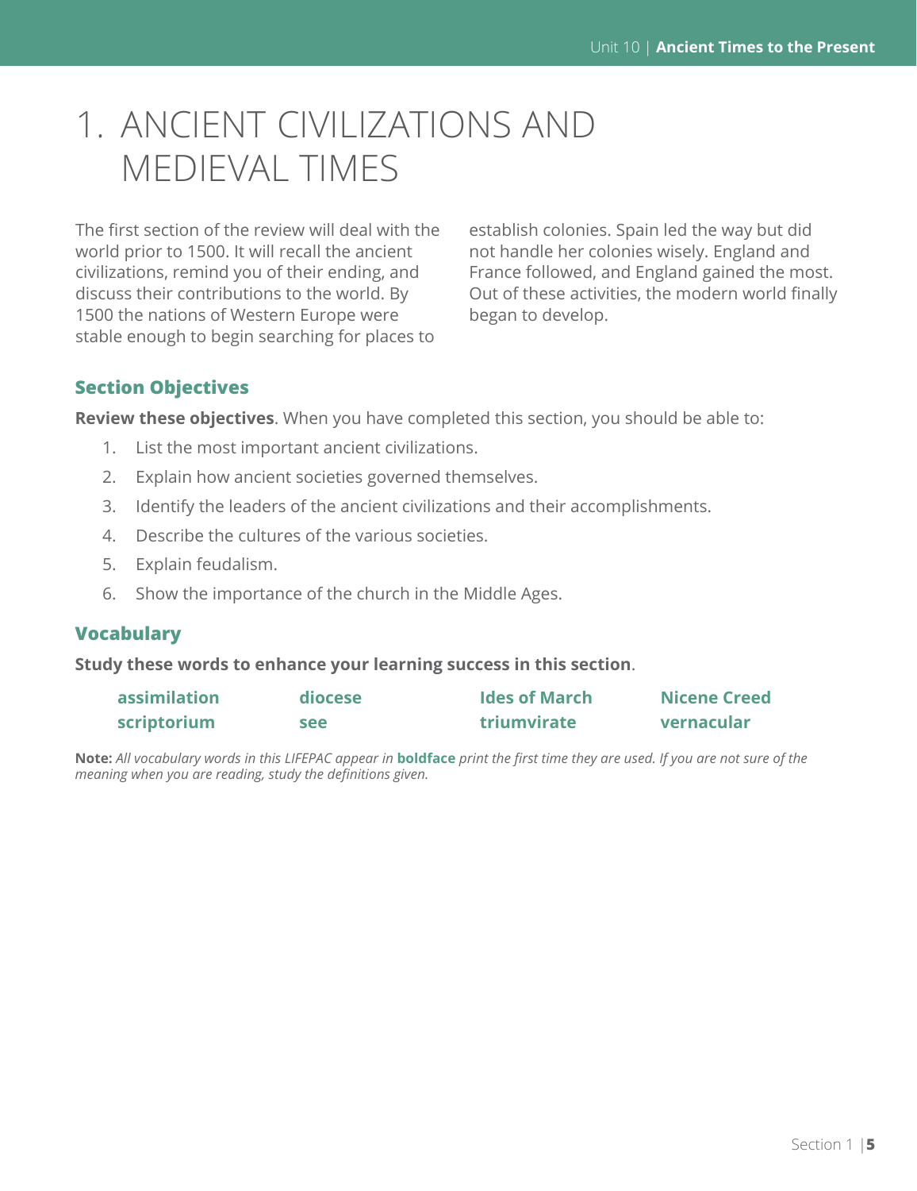# 1. ANCIENT CIVILIZATIONS AND MEDIEVAL TIMES

The first section of the review will deal with the world prior to 1500. It will recall the ancient civilizations, remind you of their ending, and discuss their contributions to the world. By 1500 the nations of Western Europe were stable enough to begin searching for places to establish colonies. Spain led the way but did not handle her colonies wisely. England and France followed, and England gained the most. Out of these activities, the modern world finally began to develop.

### Section Objectives

**Review these objectives**. When you have completed this section, you should be able to:

1. List the most important ancient civilizations.
2. Explain how ancient societies governed themselves.
3. Identify the leaders of the ancient civilizations and their accomplishments.
4. Describe the cultures of the various societies.
5. Explain feudalism.
6. Show the importance of the church in the Middle Ages.

### Vocabulary

**Study these words to enhance your learning success in this section**.

| | | | |
|---|---|---|---|
| **assimilation** | **diocese** | **Ides of March** | **Nicene Creed** |
| **scriptorium** | **see** | **triumvirate** | **vernacular** |

**Note:** *All vocabulary words in this LIFEPAC appear in* **boldface** *print the first time they are used. If you are not sure of the meaning when you are reading, study the definitions given.*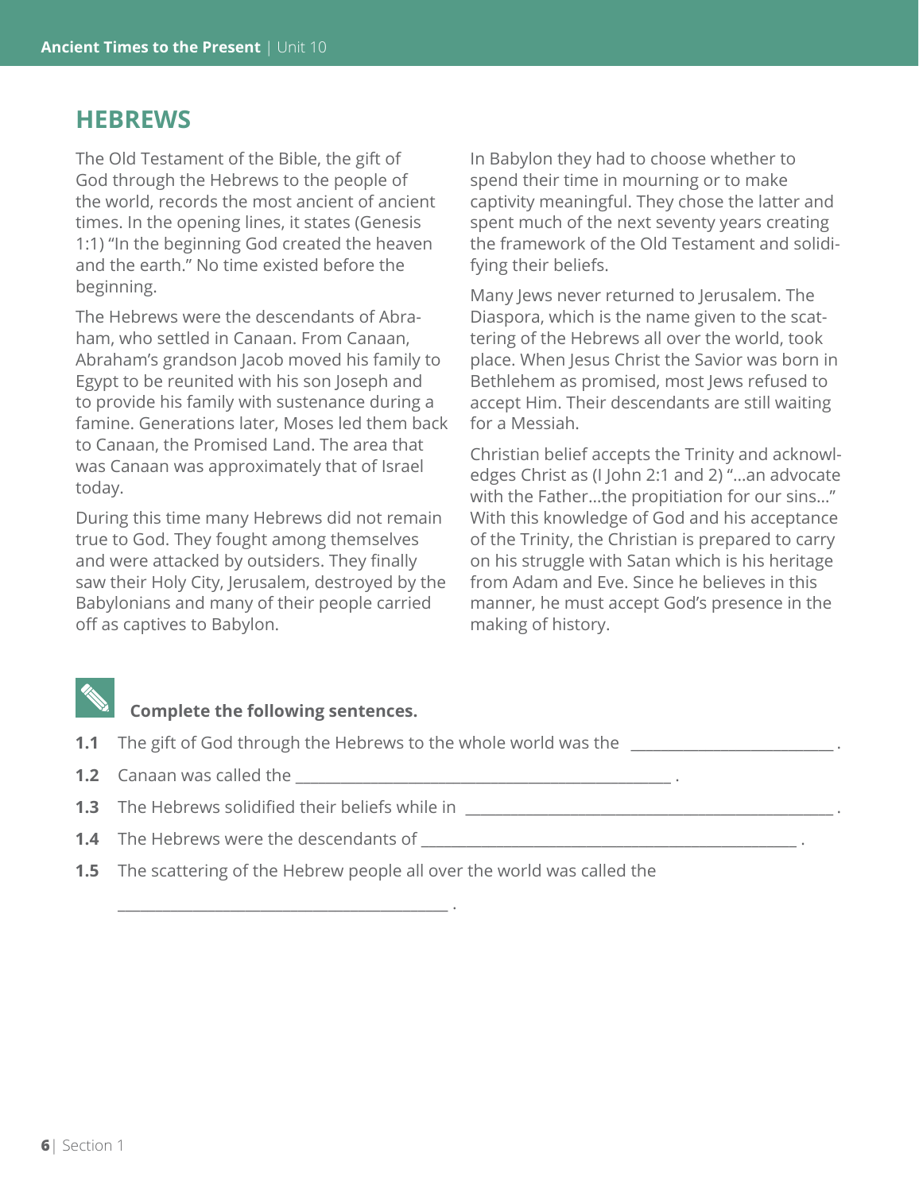## HEBREWS

The Old Testament of the Bible, the gift of God through the Hebrews to the people of the world, records the most ancient of ancient times. In the opening lines, it states (Genesis 1:1) "In the beginning God created the heaven and the earth." No time existed before the beginning.

The Hebrews were the descendants of Abraham, who settled in Canaan. From Canaan, Abraham's grandson Jacob moved his family to Egypt to be reunited with his son Joseph and to provide his family with sustenance during a famine. Generations later, Moses led them back to Canaan, the Promised Land. The area that was Canaan was approximately that of Israel today.

During this time many Hebrews did not remain true to God. They fought among themselves and were attacked by outsiders. They finally saw their Holy City, Jerusalem, destroyed by the Babylonians and many of their people carried off as captives to Babylon.

In Babylon they had to choose whether to spend their time in mourning or to make captivity meaningful. They chose the latter and spent much of the next seventy years creating the framework of the Old Testament and solidifying their beliefs.

Many Jews never returned to Jerusalem. The Diaspora, which is the name given to the scattering of the Hebrews all over the world, took place. When Jesus Christ the Savior was born in Bethlehem as promised, most Jews refused to accept Him. Their descendants are still waiting for a Messiah.

Christian belief accepts the Trinity and acknowledges Christ as (I John 2:1 and 2) "...an advocate with the Father...the propitiation for our sins..." With this knowledge of God and his acceptance of the Trinity, the Christian is prepared to carry on his struggle with Satan which is his heritage from Adam and Eve. Since he believes in this manner, he must accept God's presence in the making of history.

**Complete the following sentences.**

**1.1** The gift of God through the Hebrews to the whole world was the ________________________ .

**1.2** Canaan was called the ____________________________________________ .

**1.3** The Hebrews solidified their beliefs while in ____________________________________________ .

**1.4** The Hebrews were the descendants of ____________________________________________ .

**1.5** The scattering of the Hebrew people all over the world was called the

_______________________________________ .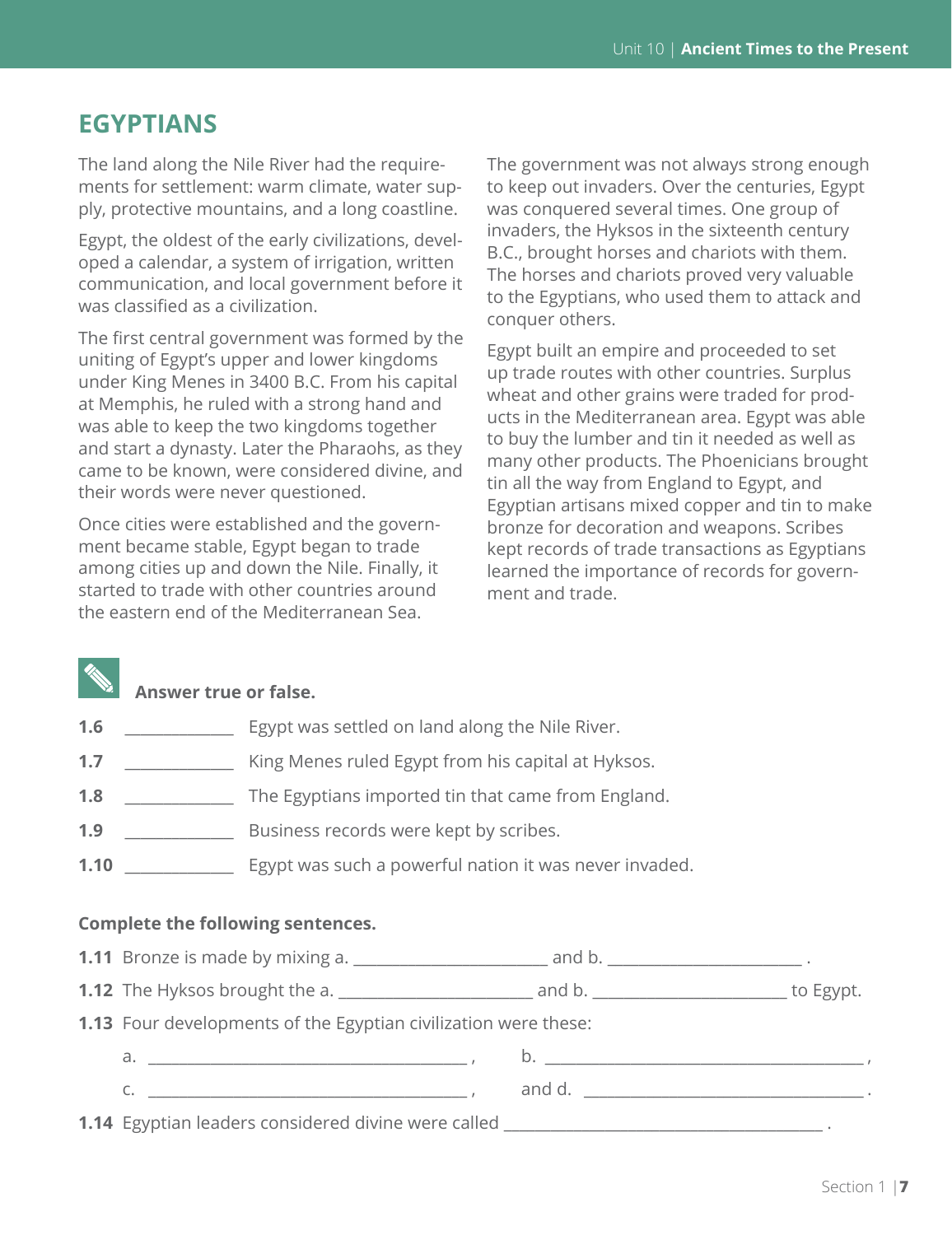## EGYPTIANS

The land along the Nile River had the requirements for settlement: warm climate, water supply, protective mountains, and a long coastline.

Egypt, the oldest of the early civilizations, developed a calendar, a system of irrigation, written communication, and local government before it was classified as a civilization.

The first central government was formed by the uniting of Egypt's upper and lower kingdoms under King Menes in 3400 B.C. From his capital at Memphis, he ruled with a strong hand and was able to keep the two kingdoms together and start a dynasty. Later the Pharaohs, as they came to be known, were considered divine, and their words were never questioned.

Once cities were established and the government became stable, Egypt began to trade among cities up and down the Nile. Finally, it started to trade with other countries around the eastern end of the Mediterranean Sea.

The government was not always strong enough to keep out invaders. Over the centuries, Egypt was conquered several times. One group of invaders, the Hyksos in the sixteenth century B.C., brought horses and chariots with them. The horses and chariots proved very valuable to the Egyptians, who used them to attack and conquer others.

Egypt built an empire and proceeded to set up trade routes with other countries. Surplus wheat and other grains were traded for products in the Mediterranean area. Egypt was able to buy the lumber and tin it needed as well as many other products. The Phoenicians brought tin all the way from England to Egypt, and Egyptian artisans mixed copper and tin to make bronze for decoration and weapons. Scribes kept records of trade transactions as Egyptians learned the importance of records for government and trade.

**Answer true or false.**

**1.6** ____________ Egypt was settled on land along the Nile River.

**1.7** ____________ King Menes ruled Egypt from his capital at Hyksos.

**1.8** ____________ The Egyptians imported tin that came from England.

**1.9** ____________ Business records were kept by scribes.

**1.10** ____________ Egypt was such a powerful nation it was never invaded.

**Complete the following sentences.**

**1.11** Bronze is made by mixing a. ____________________ and b. ____________________ .

**1.12** The Hyksos brought the a. ____________________ and b. ____________________ to Egypt.

**1.13** Four developments of the Egyptian civilization were these:

a. ________________________________ , b. ________________________________ ,

c. ________________________________ , and d. ________________________________ .

**1.14** Egyptian leaders considered divine were called ________________________________ .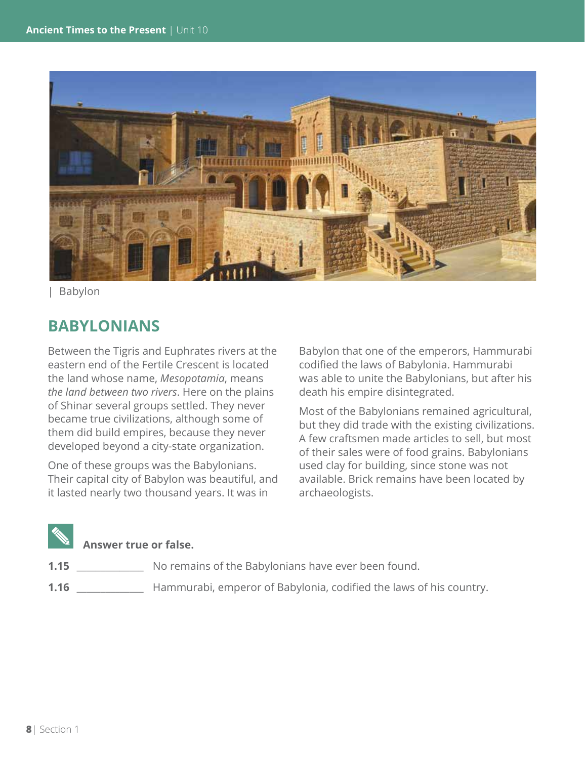| Babylon

## BABYLONIANS

Between the Tigris and Euphrates rivers at the eastern end of the Fertile Crescent is located the land whose name, *Mesopotamia*, means *the land between two rivers*. Here on the plains of Shinar several groups settled. They never became true civilizations, although some of them did build empires, because they never developed beyond a city-state organization.

One of these groups was the Babylonians. Their capital city of Babylon was beautiful, and it lasted nearly two thousand years. It was in Babylon that one of the emperors, Hammurabi codified the laws of Babylonia. Hammurabi was able to unite the Babylonians, but after his death his empire disintegrated.

Most of the Babylonians remained agricultural, but they did trade with the existing civilizations. A few craftsmen made articles to sell, but most of their sales were of food grains. Babylonians used clay for building, since stone was not available. Brick remains have been located by archaeologists.

**Answer true or false.**

**1.15** ____________ No remains of the Babylonians have ever been found.

**1.16** ____________ Hammurabi, emperor of Babylonia, codified the laws of his country.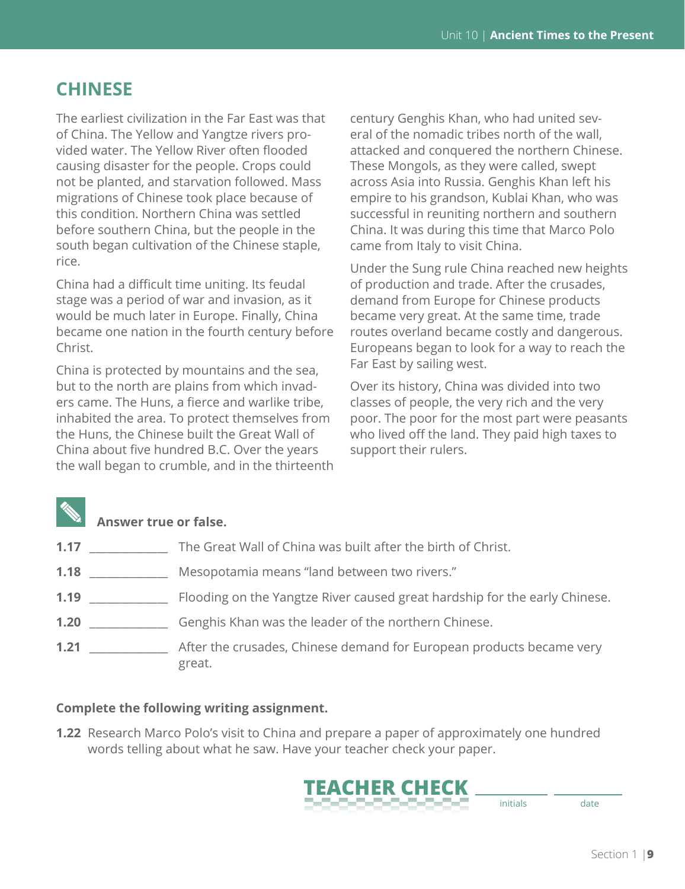## CHINESE

The earliest civilization in the Far East was that of China. The Yellow and Yangtze rivers provided water. The Yellow River often flooded causing disaster for the people. Crops could not be planted, and starvation followed. Mass migrations of Chinese took place because of this condition. Northern China was settled before southern China, but the people in the south began cultivation of the Chinese staple, rice.

China had a difficult time uniting. Its feudal stage was a period of war and invasion, as it would be much later in Europe. Finally, China became one nation in the fourth century before Christ.

China is protected by mountains and the sea, but to the north are plains from which invaders came. The Huns, a fierce and warlike tribe, inhabited the area. To protect themselves from the Huns, the Chinese built the Great Wall of China about five hundred B.C. Over the years the wall began to crumble, and in the thirteenth century Genghis Khan, who had united several of the nomadic tribes north of the wall, attacked and conquered the northern Chinese. These Mongols, as they were called, swept across Asia into Russia. Genghis Khan left his empire to his grandson, Kublai Khan, who was successful in reuniting northern and southern China. It was during this time that Marco Polo came from Italy to visit China.

Under the Sung rule China reached new heights of production and trade. After the crusades, demand from Europe for Chinese products became very great. At the same time, trade routes overland became costly and dangerous. Europeans began to look for a way to reach the Far East by sailing west.

Over its history, China was divided into two classes of people, the very rich and the very poor. The poor for the most part were peasants who lived off the land. They paid high taxes to support their rulers.

**Answer true or false.**

**1.17** ____________ The Great Wall of China was built after the birth of Christ.

**1.18** ____________ Mesopotamia means "land between two rivers."

**1.19** ____________ Flooding on the Yangtze River caused great hardship for the early Chinese.

**1.20** ____________ Genghis Khan was the leader of the northern Chinese.

**1.21** ____________ After the crusades, Chinese demand for European products became very great.

**Complete the following writing assignment.**

**1.22** Research Marco Polo's visit to China and prepare a paper of approximately one hundred words telling about what he saw. Have your teacher check your paper.

**TEACHER CHECK** ____________ initials ____________ date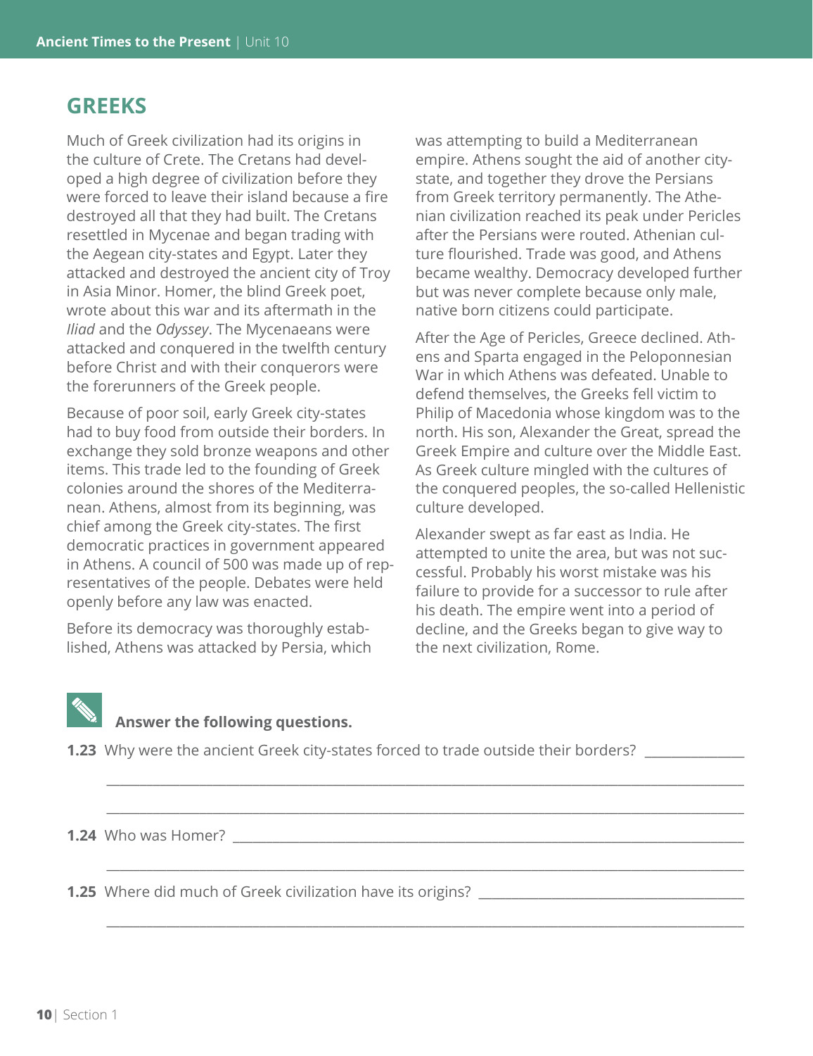## GREEKS

Much of Greek civilization had its origins in the culture of Crete. The Cretans had developed a high degree of civilization before they were forced to leave their island because a fire destroyed all that they had built. The Cretans resettled in Mycenae and began trading with the Aegean city-states and Egypt. Later they attacked and destroyed the ancient city of Troy in Asia Minor. Homer, the blind Greek poet, wrote about this war and its aftermath in the *Iliad* and the *Odyssey*. The Mycenaeans were attacked and conquered in the twelfth century before Christ and with their conquerors were the forerunners of the Greek people.

Because of poor soil, early Greek city-states had to buy food from outside their borders. In exchange they sold bronze weapons and other items. This trade led to the founding of Greek colonies around the shores of the Mediterranean. Athens, almost from its beginning, was chief among the Greek city-states. The first democratic practices in government appeared in Athens. A council of 500 was made up of representatives of the people. Debates were held openly before any law was enacted.

Before its democracy was thoroughly established, Athens was attacked by Persia, which was attempting to build a Mediterranean empire. Athens sought the aid of another city-state, and together they drove the Persians from Greek territory permanently. The Athenian civilization reached its peak under Pericles after the Persians were routed. Athenian culture flourished. Trade was good, and Athens became wealthy. Democracy developed further but was never complete because only male, native born citizens could participate.

After the Age of Pericles, Greece declined. Athens and Sparta engaged in the Peloponnesian War in which Athens was defeated. Unable to defend themselves, the Greeks fell victim to Philip of Macedonia whose kingdom was to the north. His son, Alexander the Great, spread the Greek Empire and culture over the Middle East. As Greek culture mingled with the cultures of the conquered peoples, the so-called Hellenistic culture developed.

Alexander swept as far east as India. He attempted to unite the area, but was not successful. Probably his worst mistake was his failure to provide for a successor to rule after his death. The empire went into a period of decline, and the Greeks began to give way to the next civilization, Rome.

**Answer the following questions.**

**1.23** Why were the ancient Greek city-states forced to trade outside their borders? ______________

________________________________________________________________________________

________________________________________________________________________________

**1.24** Who was Homer? ________________________________________________________________

________________________________________________________________________________

**1.25** Where did much of Greek civilization have its origins? ______________________________

________________________________________________________________________________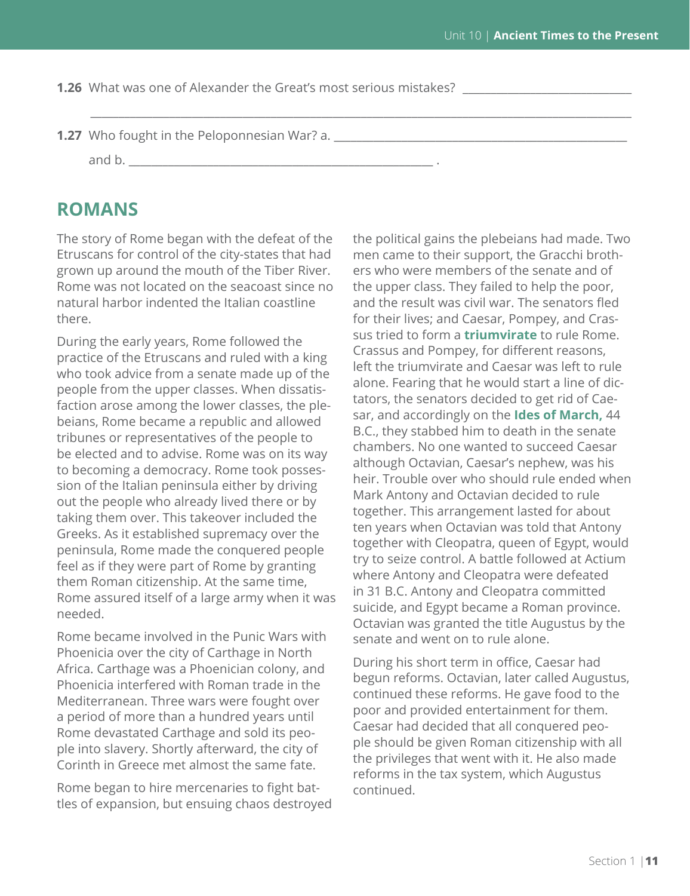**1.26** What was one of Alexander the Great's most serious mistakes? ___________________________

_______________________________________________________________________________________

**1.27** Who fought in the Peloponnesian War? a. _______________________________________________

and b. ___________________________________________________ .

## ROMANS

The story of Rome began with the defeat of the Etruscans for control of the city-states that had grown up around the mouth of the Tiber River. Rome was not located on the seacoast since no natural harbor indented the Italian coastline there.

During the early years, Rome followed the practice of the Etruscans and ruled with a king who took advice from a senate made up of the people from the upper classes. When dissatisfaction arose among the lower classes, the plebeians, Rome became a republic and allowed tribunes or representatives of the people to be elected and to advise. Rome was on its way to becoming a democracy. Rome took possession of the Italian peninsula either by driving out the people who already lived there or by taking them over. This takeover included the Greeks. As it established supremacy over the peninsula, Rome made the conquered people feel as if they were part of Rome by granting them Roman citizenship. At the same time, Rome assured itself of a large army when it was needed.

Rome became involved in the Punic Wars with Phoenicia over the city of Carthage in North Africa. Carthage was a Phoenician colony, and Phoenicia interfered with Roman trade in the Mediterranean. Three wars were fought over a period of more than a hundred years until Rome devastated Carthage and sold its people into slavery. Shortly afterward, the city of Corinth in Greece met almost the same fate.

Rome began to hire mercenaries to fight battles of expansion, but ensuing chaos destroyed the political gains the plebeians had made. Two men came to their support, the Gracchi brothers who were members of the senate and of the upper class. They failed to help the poor, and the result was civil war. The senators fled for their lives; and Caesar, Pompey, and Crassus tried to form a **triumvirate** to rule Rome. Crassus and Pompey, for different reasons, left the triumvirate and Caesar was left to rule alone. Fearing that he would start a line of dictators, the senators decided to get rid of Caesar, and accordingly on the **Ides of March,** 44 B.C., they stabbed him to death in the senate chambers. No one wanted to succeed Caesar although Octavian, Caesar's nephew, was his heir. Trouble over who should rule ended when Mark Antony and Octavian decided to rule together. This arrangement lasted for about ten years when Octavian was told that Antony together with Cleopatra, queen of Egypt, would try to seize control. A battle followed at Actium where Antony and Cleopatra were defeated in 31 B.C. Antony and Cleopatra committed suicide, and Egypt became a Roman province. Octavian was granted the title Augustus by the senate and went on to rule alone.

During his short term in office, Caesar had begun reforms. Octavian, later called Augustus, continued these reforms. He gave food to the poor and provided entertainment for them. Caesar had decided that all conquered people should be given Roman citizenship with all the privileges that went with it. He also made reforms in the tax system, which Augustus continued.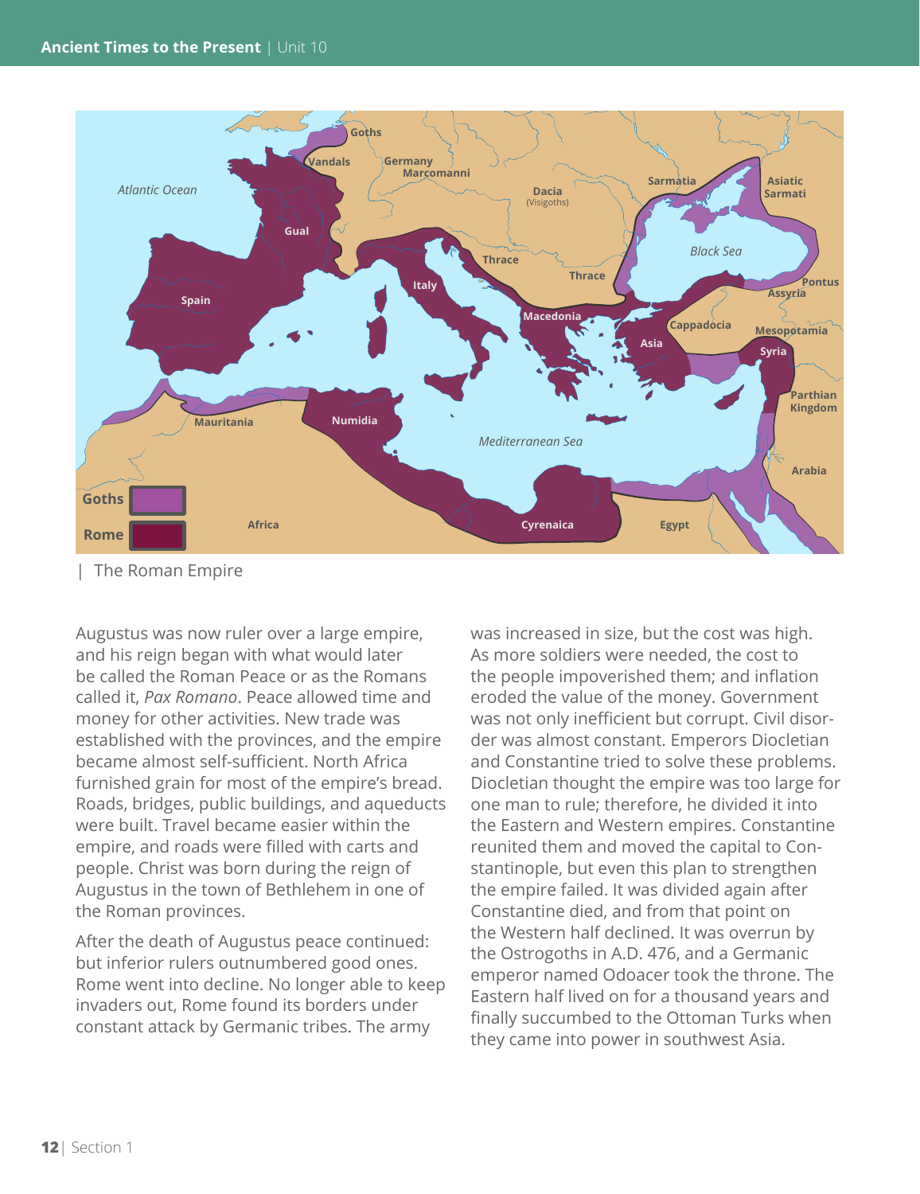| The Roman Empire

Augustus was now ruler over a large empire, and his reign began with what would later be called the Roman Peace or as the Romans called it, *Pax Romano*. Peace allowed time and money for other activities. New trade was established with the provinces, and the empire became almost self-sufficient. North Africa furnished grain for most of the empire's bread. Roads, bridges, public buildings, and aqueducts were built. Travel became easier within the empire, and roads were filled with carts and people. Christ was born during the reign of Augustus in the town of Bethlehem in one of the Roman provinces.

After the death of Augustus peace continued: but inferior rulers outnumbered good ones. Rome went into decline. No longer able to keep invaders out, Rome found its borders under constant attack by Germanic tribes. The army was increased in size, but the cost was high. As more soldiers were needed, the cost to the people impoverished them; and inflation eroded the value of the money. Government was not only inefficient but corrupt. Civil disorder was almost constant. Emperors Diocletian and Constantine tried to solve these problems. Diocletian thought the empire was too large for one man to rule; therefore, he divided it into the Eastern and Western empires. Constantine reunited them and moved the capital to Constantinople, but even this plan to strengthen the empire failed. It was divided again after Constantine died, and from that point on the Western half declined. It was overrun by the Ostrogoths in A.D. 476, and a Germanic emperor named Odoacer took the throne. The Eastern half lived on for a thousand years and finally succumbed to the Ottoman Turks when they came into power in southwest Asia.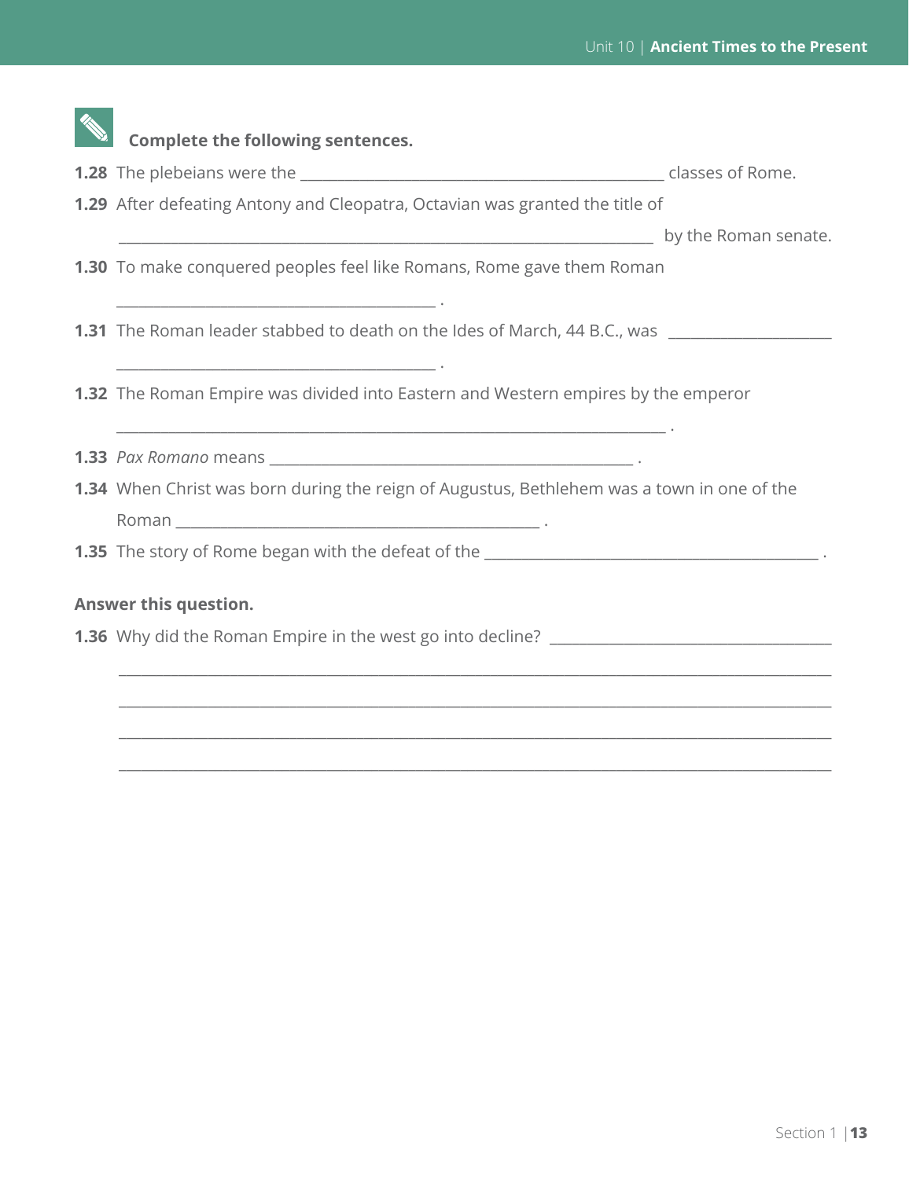**Complete the following sentences.**

**1.28** The plebeians were the ________________________________________ classes of Rome.

**1.29** After defeating Antony and Cleopatra, Octavian was granted the title of ________________________________________ by the Roman senate.

**1.30** To make conquered peoples feel like Romans, Rome gave them Roman ________________________________________ .

**1.31** The Roman leader stabbed to death on the Ides of March, 44 B.C., was ________________________________________ .

**1.32** The Roman Empire was divided into Eastern and Western empires by the emperor ________________________________________ .

**1.33** *Pax Romano* means ________________________________________ .

**1.34** When Christ was born during the reign of Augustus, Bethlehem was a town in one of the Roman ________________________________________ .

**1.35** The story of Rome began with the defeat of the ________________________________________ .

**Answer this question.**

**1.36** Why did the Roman Empire in the west go into decline? ________________________________________

________________________________________________________________________________

________________________________________________________________________________

________________________________________________________________________________

________________________________________________________________________________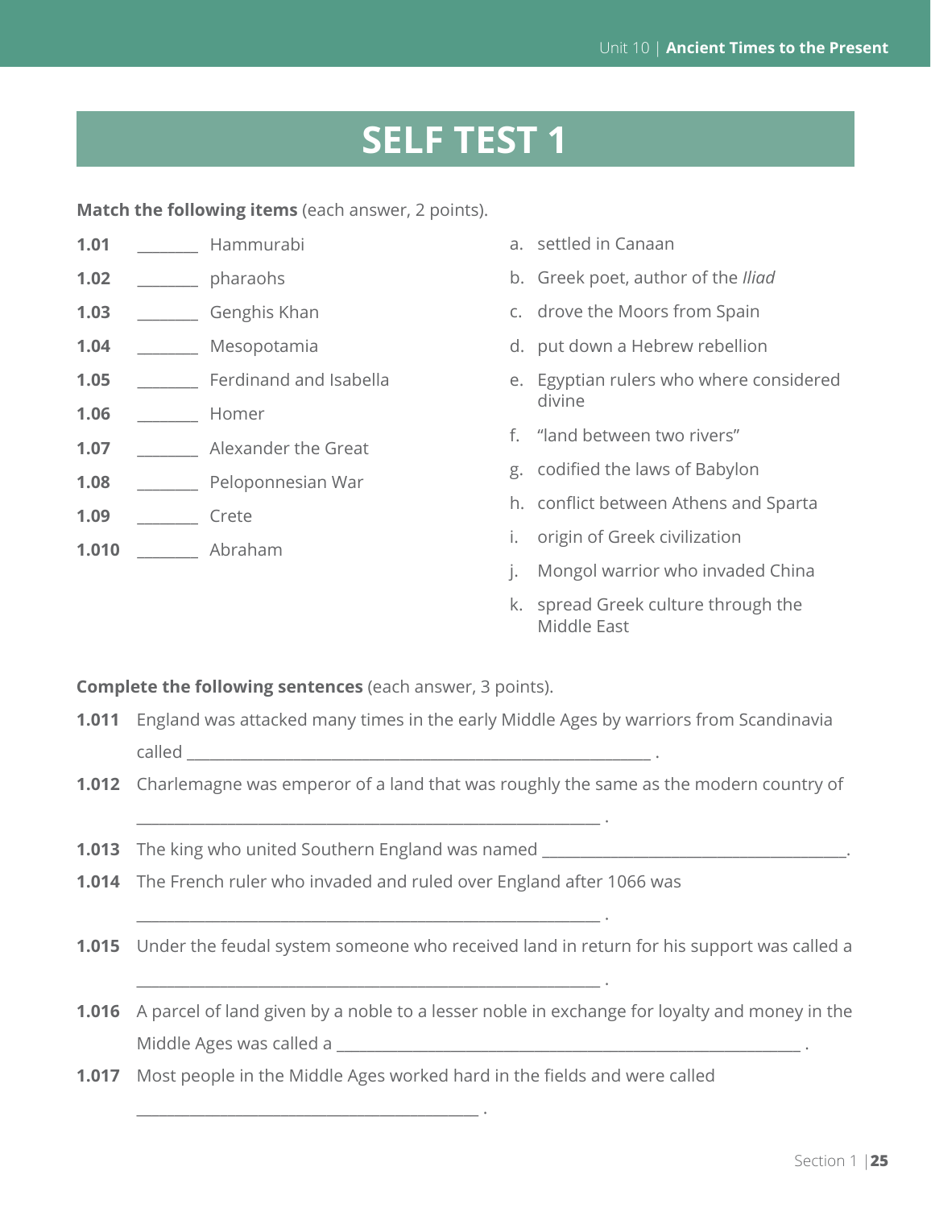# SELF TEST 1

**Match the following items** (each answer, 2 points).

**1.01** _______ Hammurabi

**1.02** _______ pharaohs

**1.03** _______ Genghis Khan

**1.04** _______ Mesopotamia

**1.05** _______ Ferdinand and Isabella

**1.06** _______ Homer

**1.07** _______ Alexander the Great

**1.08** _______ Peloponnesian War

**1.09** _______ Crete

**1.010** _______ Abraham

a. settled in Canaan

b. Greek poet, author of the *Iliad*

c. drove the Moors from Spain

d. put down a Hebrew rebellion

e. Egyptian rulers who where considered divine

f. "land between two rivers"

g. codified the laws of Babylon

h. conflict between Athens and Sparta

i. origin of Greek civilization

j. Mongol warrior who invaded China

k. spread Greek culture through the Middle East

**Complete the following sentences** (each answer, 3 points).

**1.011** England was attacked many times in the early Middle Ages by warriors from Scandinavia called ______________________________ .

**1.012** Charlemagne was emperor of a land that was roughly the same as the modern country of ______________________________ .

**1.013** The king who united Southern England was named ______________________________.

**1.014** The French ruler who invaded and ruled over England after 1066 was ______________________________ .

**1.015** Under the feudal system someone who received land in return for his support was called a ______________________________ .

**1.016** A parcel of land given by a noble to a lesser noble in exchange for loyalty and money in the Middle Ages was called a ______________________________ .

**1.017** Most people in the Middle Ages worked hard in the fields and were called ______________________________ .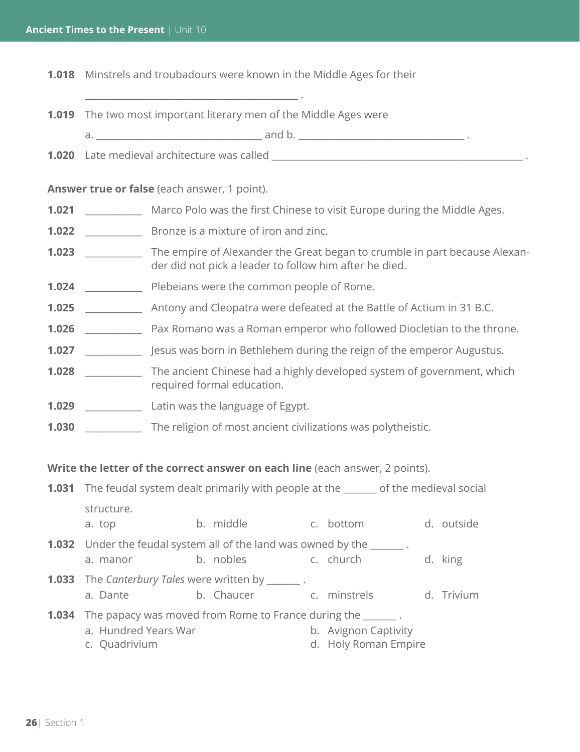**1.018** Minstrels and troubadours were known in the Middle Ages for their

_________________________________________ .

**1.019** The two most important literary men of the Middle Ages were

a. ________________________________ and b. ________________________________ .

**1.020** Late medieval architecture was called ________________________________________________ .

**Answer true or false** (each answer, 1 point).

**1.021** __________ Marco Polo was the first Chinese to visit Europe during the Middle Ages.

**1.022** __________ Bronze is a mixture of iron and zinc.

**1.023** __________ The empire of Alexander the Great began to crumble in part because Alexander did not pick a leader to follow him after he died.

**1.024** __________ Plebeians were the common people of Rome.

**1.025** __________ Antony and Cleopatra were defeated at the Battle of Actium in 31 B.C.

**1.026** __________ Pax Romano was a Roman emperor who followed Diocletian to the throne.

**1.027** __________ Jesus was born in Bethlehem during the reign of the emperor Augustus.

**1.028** __________ The ancient Chinese had a highly developed system of government, which required formal education.

**1.029** __________ Latin was the language of Egypt.

**1.030** __________ The religion of most ancient civilizations was polytheistic.

**Write the letter of the correct answer on each line** (each answer, 2 points).

**1.031** The feudal system dealt primarily with people at the ______ of the medieval social structure.

a. top b. middle c. bottom d. outside

**1.032** Under the feudal system all of the land was owned by the ______ .

a. manor b. nobles c. church d. king

**1.033** The *Canterbury Tales* were written by ______ .

a. Dante b. Chaucer c. minstrels d. Trivium

**1.034** The papacy was moved from Rome to France during the ______ .

a. Hundred Years War
b. Avignon Captivity
c. Quadrivium
d. Holy Roman Empire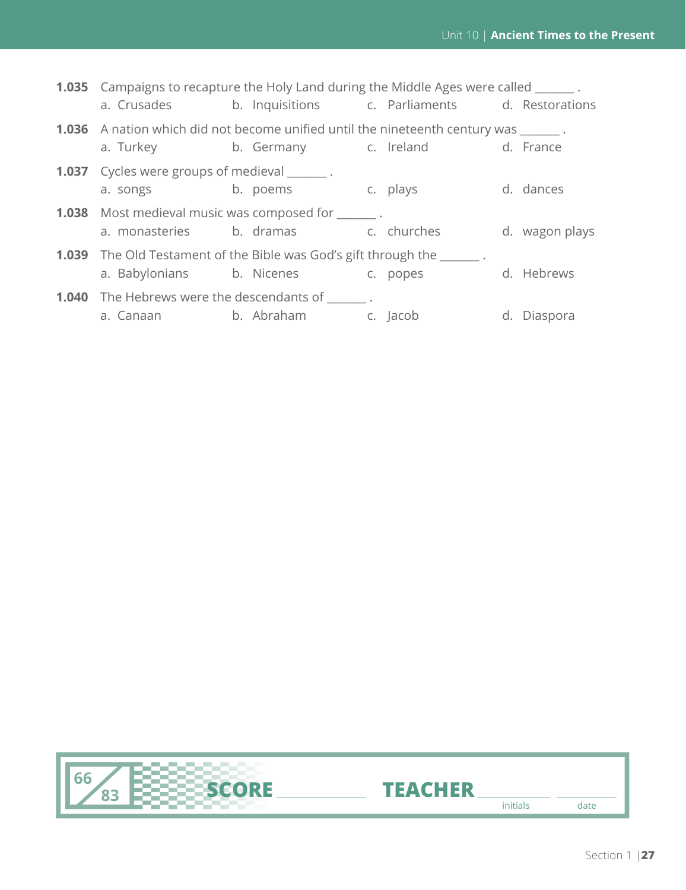**1.035** Campaigns to recapture the Holy Land during the Middle Ages were called _______ .
a. Crusades  b. Inquisitions  c. Parliaments  d. Restorations

**1.036** A nation which did not become unified until the nineteenth century was _______ .
a. Turkey  b. Germany  c. Ireland  d. France

**1.037** Cycles were groups of medieval _______ .
a. songs  b. poems  c. plays  d. dances

**1.038** Most medieval music was composed for _______ .
a. monasteries  b. dramas  c. churches  d. wagon plays

**1.039** The Old Testament of the Bible was God's gift through the _______ .
a. Babylonians  b. Nicenes  c. popes  d. Hebrews

**1.040** The Hebrews were the descendants of _______ .
a. Canaan  b. Abraham  c. Jacob  d. Diaspora

66/83 **SCORE** ____________ **TEACHER** ____________ ____________
initials date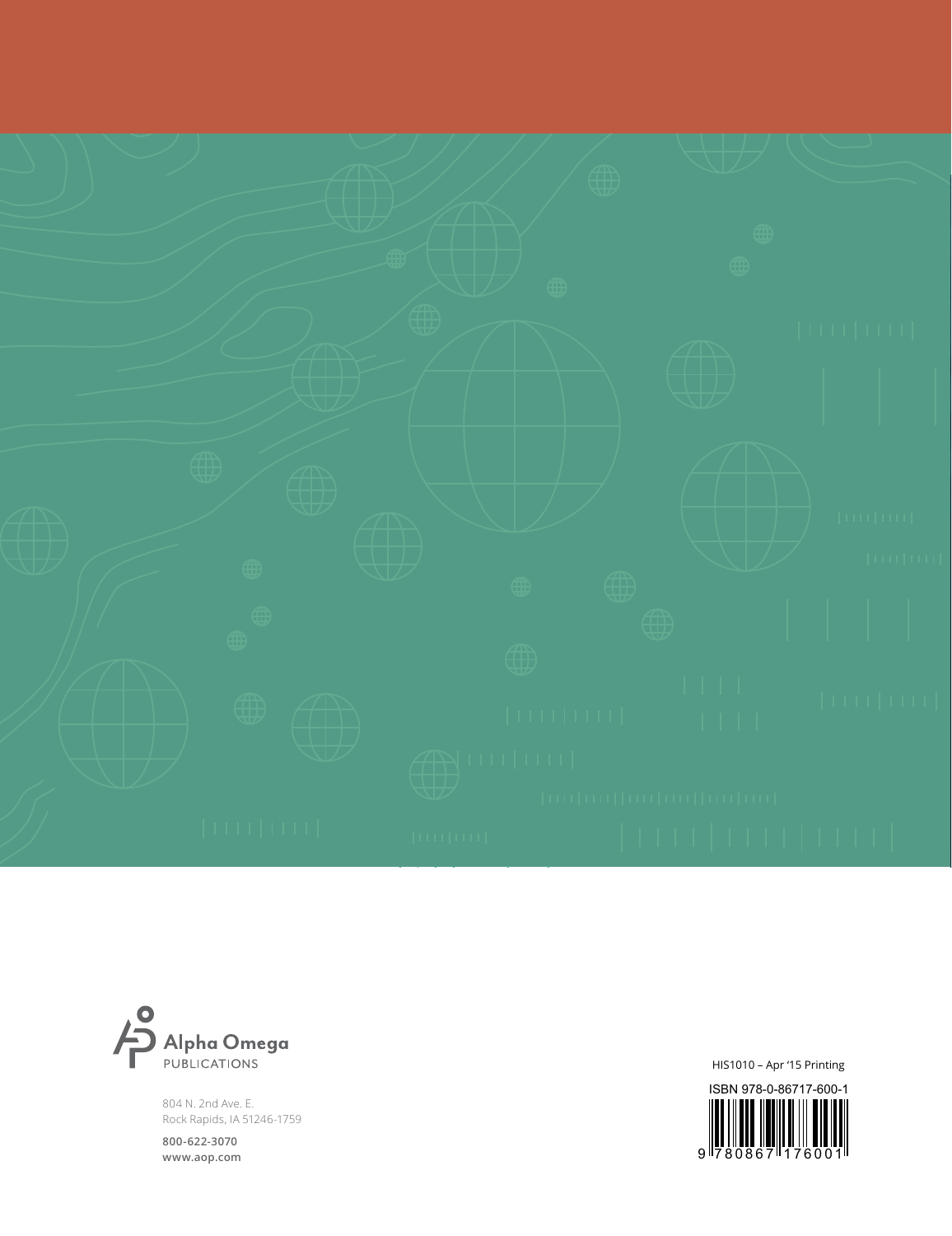Alpha Omega
PUBLICATIONS

804 N. 2nd Ave. E.
Rock Rapids, IA 51246-1759

**800-622-3070**
**www.aop.com**

HIS1010 – Apr '15 Printing

ISBN 978-0-86717-600-1

9 780867 176001